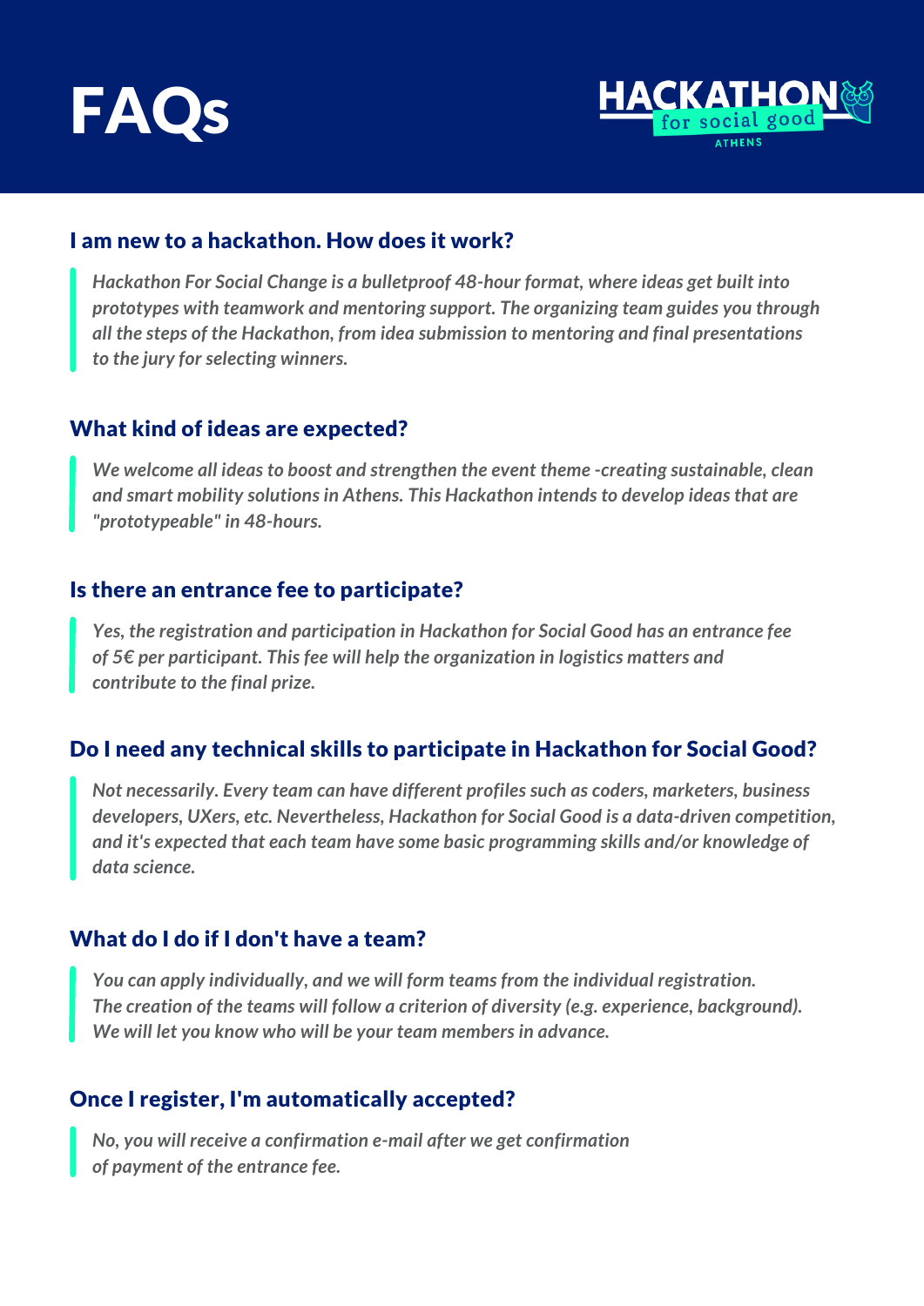# FAQs

HACKATHON for social good ATHENS

## I am new to a hackathon. How does it work?

*Hackathon For Social Change is a bulletproof 48-hour format, where ideas get built into prototypes with teamwork and mentoring support. The organizing team guides you through all the steps of the Hackathon, from idea submission to mentoring and final presentations to the jury for selecting winners.*

## What kind of ideas are expected?

*We welcome all ideas to boost and strengthen the event theme -creating sustainable, clean and smart mobility solutions in Athens. This Hackathon intends to develop ideas that are "prototypeable" in 48-hours.*

## Is there an entrance fee to participate?

*Yes, the registration and participation in Hackathon for Social Good has an entrance fee of 5€ per participant. This fee will help the organization in logistics matters and contribute to the final prize.*

## Do I need any technical skills to participate in Hackathon for Social Good?

*Not necessarily. Every team can have different profiles such as coders, marketers, business developers, UXers, etc. Nevertheless, Hackathon for Social Good is a data-driven competition, and it's expected that each team have some basic programming skills and/or knowledge of data science.*

## What do I do if I don't have a team?

*You can apply individually, and we will form teams from the individual registration. The creation of the teams will follow a criterion of diversity (e.g. experience, background). We will let you know who will be your team members in advance.*

## Once I register, I'm automatically accepted?

*No, you will receive a confirmation e-mail after we get confirmation of payment of the entrance fee.*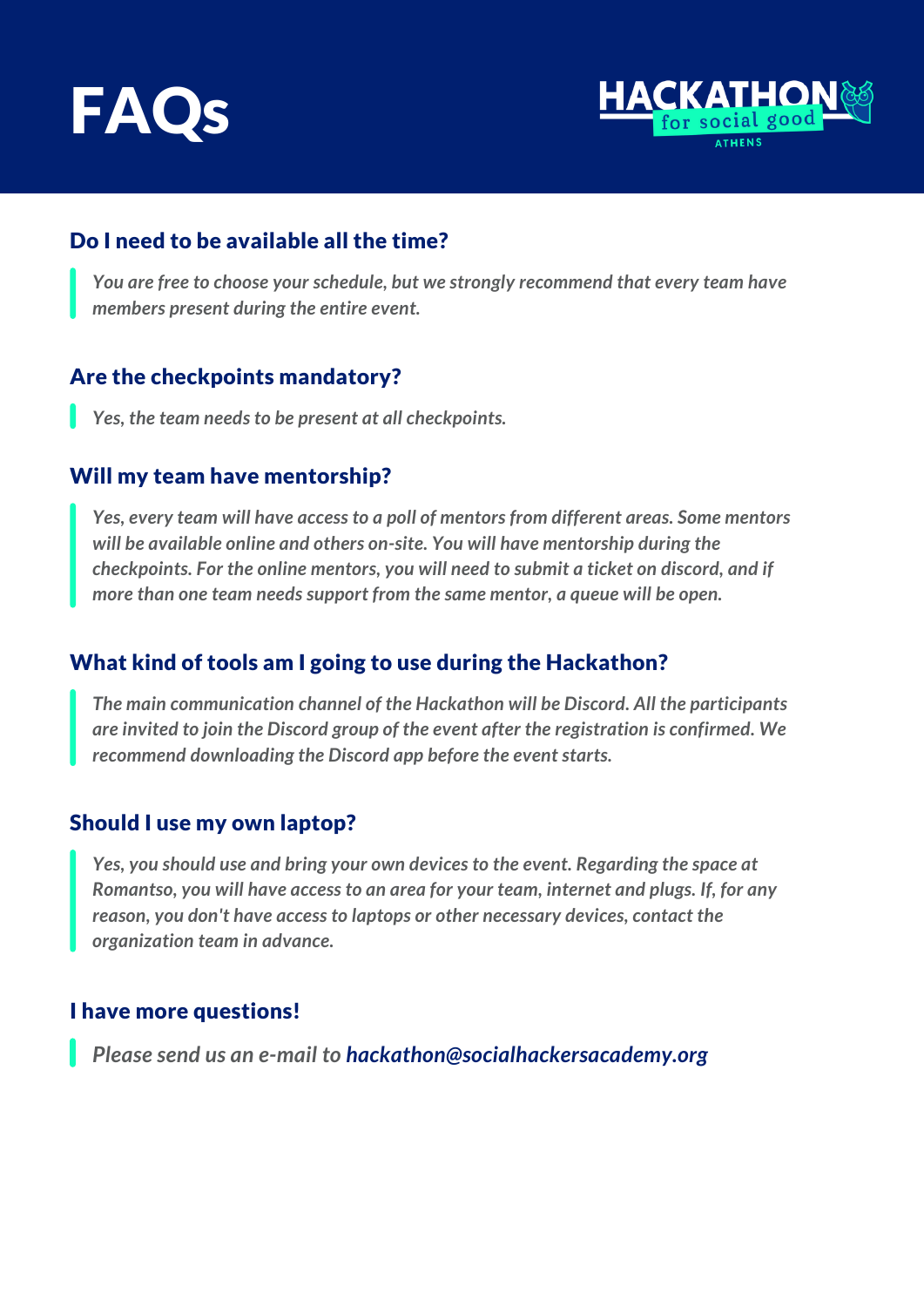# FAQs

HACKATHON for social good ATHENS

## Do I need to be available all the time?

*You are free to choose your schedule, but we strongly recommend that every team have members present during the entire event.*

## Are the checkpoints mandatory?

*Yes, the team needs to be present at all checkpoints.*

## Will my team have mentorship?

*Yes, every team will have access to a poll of mentors from different areas. Some mentors will be available online and others on-site. You will have mentorship during the checkpoints. For the online mentors, you will need to submit a ticket on discord, and if more than one team needs support from the same mentor, a queue will be open.*

## What kind of tools am I going to use during the Hackathon?

*The main communication channel of the Hackathon will be Discord. All the participants are invited to join the Discord group of the event after the registration is confirmed. We recommend downloading the Discord app before the event starts.*

## Should I use my own laptop?

*Yes, you should use and bring your own devices to the event. Regarding the space at Romantso, you will have access to an area for your team, internet and plugs. If, for any reason, you don't have access to laptops or other necessary devices, contact the organization team in advance.*

## I have more questions!

*Please send us an e-mail to* ***hackathon@socialhackersacademy.org***